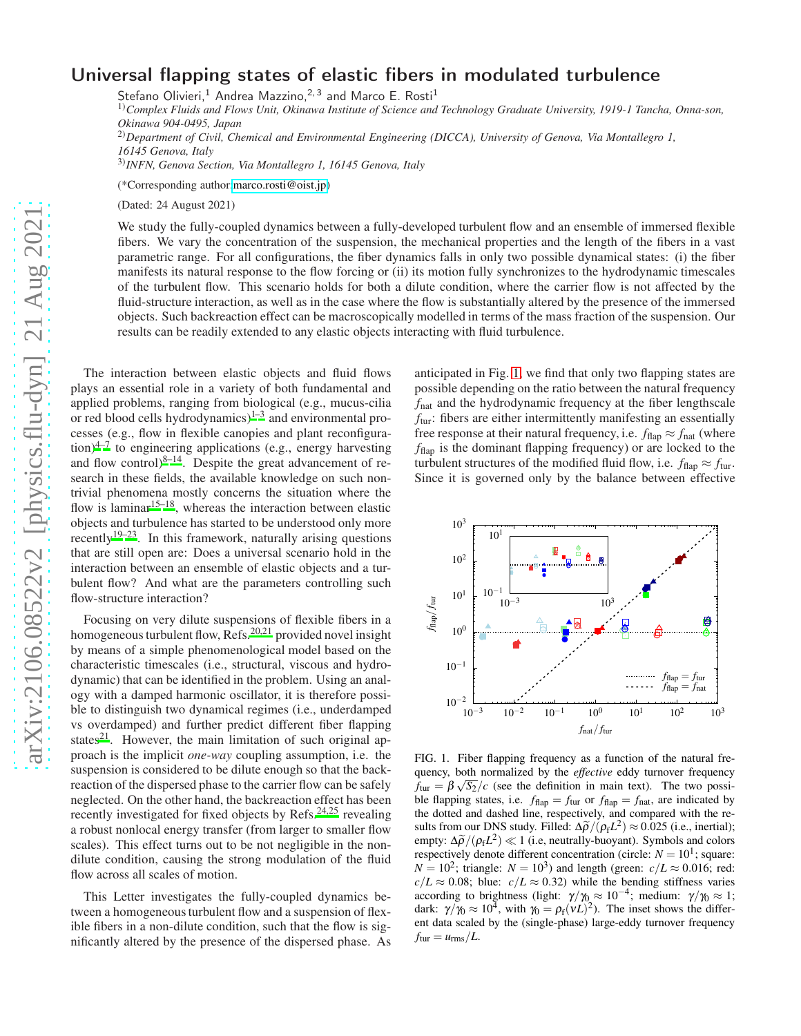# Universal flapping states of elastic fibers in modulated turbulence

Stefano Olivieri,[1] Andrea Mazzino,[2,3] and Marco E. Rosti[1]

[1]) *Complex Fluids and Flows Unit, Okinawa Institute of Science and Technology Graduate University, 1919-1 Tancha, Onna-son, Okinawa 904-0495, Japan*

[2]) *Department of Civil, Chemical and Environmental Engineering (DICCA), University of Genova, Via Montallegro 1, 16145 Genova, Italy*

[3]) *INFN, Genova Section, Via Montallegro 1, 16145 Genova, Italy*

(*Corresponding author: marco.rosti@oist.jp)

(Dated: 24 August 2021)

We study the fully-coupled dynamics between a fully-developed turbulent flow and an ensemble of immersed flexible fibers. We vary the concentration of the suspension, the mechanical properties and the length of the fibers in a vast parametric range. For all configurations, the fiber dynamics falls in only two possible dynamical states: (i) the fiber manifests its natural response to the flow forcing or (ii) its motion fully synchronizes to the hydrodynamic timescales of the turbulent flow. This scenario holds for both a dilute condition, where the carrier flow is not affected by the fluid-structure interaction, as well as in the case where the flow is substantially altered by the presence of the immersed objects. Such backreaction effect can be macroscopically modelled in terms of the mass fraction of the suspension. Our results can be readily extended to any elastic objects interacting with fluid turbulence.

The interaction between elastic objects and fluid flows plays an essential role in a variety of both fundamental and applied problems, ranging from biological (e.g., mucus-cilia or red blood cells hydrodynamics)[1–3] and environmental processes (e.g., flow in flexible canopies and plant reconfiguration)[4–7] to engineering applications (e.g., energy harvesting and flow control)[8–14]. Despite the great advancement of research in these fields, the available knowledge on such nontrivial phenomena mostly concerns the situation where the flow is laminar[15–18], whereas the interaction between elastic objects and turbulence has started to be understood only more recently[19–23]. In this framework, naturally arising questions that are still open are: Does a universal scenario hold in the interaction between an ensemble of elastic objects and a turbulent flow? And what are the parameters controlling such flow-structure interaction?

Focusing on very dilute suspensions of flexible fibers in a homogeneous turbulent flow, Refs.[20,21] provided novel insight by means of a simple phenomenological model based on the characteristic timescales (i.e., structural, viscous and hydrodynamic) that can be identified in the problem. Using an analogy with a damped harmonic oscillator, it is therefore possible to distinguish two dynamical regimes (i.e., underdamped vs overdamped) and further predict different fiber flapping states[21]. However, the main limitation of such original approach is the implicit *one-way* coupling assumption, i.e. the suspension is considered to be dilute enough so that the backreaction of the dispersed phase to the carrier flow can be safely neglected. On the other hand, the backreaction effect has been recently investigated for fixed objects by Refs.[24,25] revealing a robust nonlocal energy transfer (from larger to smaller flow scales). This effect turns out to be not negligible in the non-dilute condition, causing the strong modulation of the fluid flow across all scales of motion.

This Letter investigates the fully-coupled dynamics between a homogeneous turbulent flow and a suspension of flexible fibers in a non-dilute condition, such that the flow is significantly altered by the presence of the dispersed phase. As anticipated in Fig. 1, we find that only two flapping states are possible depending on the ratio between the natural frequency $f_{\rm nat}$ and the hydrodynamic frequency at the fiber lengthscale $f_{\rm tur}$: fibers are either intermittently manifesting an essentially free response at their natural frequency, i.e. $f_{\rm flap} \approx f_{\rm nat}$ (where $f_{\rm flap}$ is the dominant flapping frequency) or are locked to the turbulent structures of the modified fluid flow, i.e. $f_{\rm flap} \approx f_{\rm tur}$. Since it is governed only by the balance between effective

FIG. 1. Fiber flapping frequency as a function of the natural frequency, both normalized by the *effective* eddy turnover frequency $f_{\rm tur} = \beta\sqrt{S_2}/c$ (see the definition in main text). The two possible flapping states, i.e. $f_{\rm flap} = f_{\rm tur}$ or $f_{\rm flap} = f_{\rm nat}$, are indicated by the dotted and dashed line, respectively, and compared with the results from our DNS study. Filled: $\Delta\tilde{\rho}/(\rho_{\rm f} L^2) \approx 0.025$ (i.e., inertial); empty: $\Delta\tilde{\rho}/(\rho_{\rm f} L^2) \ll 1$ (i.e, neutrally-buoyant). Symbols and colors respectively denote different concentration (circle: $N = 10^1$; square: $N = 10^2$; triangle: $N = 10^3$) and length (green: $c/L \approx 0.016$; red: $c/L \approx 0.08$; blue: $c/L \approx 0.32$) while the bending stiffness varies according to brightness (light: $\gamma/\gamma_0 \approx 10^{-4}$; medium: $\gamma/\gamma_0 \approx 1$; dark: $\gamma/\gamma_0 \approx 10^4$, with $\gamma_0 = \rho_{\rm f}(\nu L)^2$). The inset shows the different data scaled by the (single-phase) large-eddy turnover frequency $f_{\rm tur} = u_{\rm rms}/L$.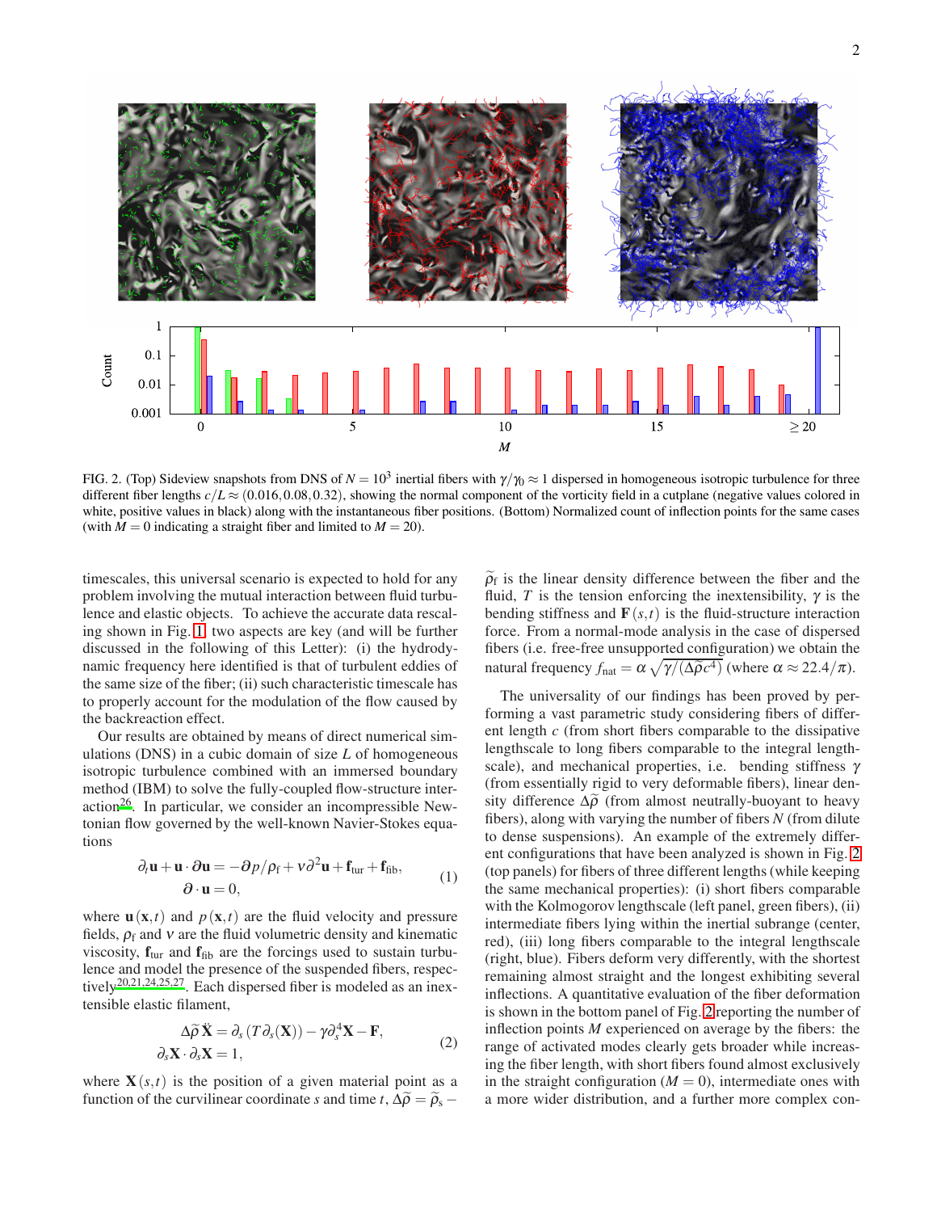FIG. 2. (Top) Sideview snapshots from DNS of $N = 10^3$ inertial fibers with $\gamma/\gamma_0 \approx 1$ dispersed in homogeneous isotropic turbulence for three different fiber lengths $c/L \approx (0.016, 0.08, 0.32)$, showing the normal component of the vorticity field in a cutplane (negative values colored in white, positive values in black) along with the instantaneous fiber positions. (Bottom) Normalized count of inflection points for the same cases (with $M = 0$ indicating a straight fiber and limited to $M = 20$).

timescales, this universal scenario is expected to hold for any problem involving the mutual interaction between fluid turbulence and elastic objects. To achieve the accurate data rescaling shown in Fig. 1, two aspects are key (and will be further discussed in the following of this Letter): (i) the hydrodynamic frequency here identified is that of turbulent eddies of the same size of the fiber; (ii) such characteristic timescale has to properly account for the modulation of the flow caused by the backreaction effect.

Our results are obtained by means of direct numerical simulations (DNS) in a cubic domain of size $L$ of homogeneous isotropic turbulence combined with an immersed boundary method (IBM) to solve the fully-coupled flow-structure interaction[26]. In particular, we consider an incompressible Newtonian flow governed by the well-known Navier-Stokes equations

$$
\begin{aligned}
\partial_t \mathbf{u} + \mathbf{u} \cdot \boldsymbol{\partial} \mathbf{u} &= -\boldsymbol{\partial} p / \rho_{\mathrm{f}} + \nu \partial^2 \mathbf{u} + \mathbf{f}_{\mathrm{tur}} + \mathbf{f}_{\mathrm{fib}}, \\
\boldsymbol{\partial} \cdot \mathbf{u} &= 0,
\end{aligned}
\tag{1}
$$

where $\mathbf{u}(\mathbf{x},t)$ and $p(\mathbf{x},t)$ are the fluid velocity and pressure fields, $\rho_{\mathrm{f}}$ and $\nu$ are the fluid volumetric density and kinematic viscosity, $\mathbf{f}_{\mathrm{tur}}$ and $\mathbf{f}_{\mathrm{fib}}$ are the forcings used to sustain turbulence and model the presence of the suspended fibers, respectively[20,21,24,25,27]. Each dispersed fiber is modeled as an inextensible elastic filament,

$$
\begin{aligned}
\Delta\widetilde{\rho}\, \ddot{\mathbf{X}} &= \partial_s \left( T \partial_s (\mathbf{X}) \right) - \gamma \partial_s^4 \mathbf{X} - \mathbf{F}, \\
\partial_s \mathbf{X} \cdot \partial_s \mathbf{X} &= 1,
\end{aligned}
\tag{2}
$$

where $\mathbf{X}(s,t)$ is the position of a given material point as a function of the curvilinear coordinate $s$ and time $t$, $\Delta\widetilde{\rho} = \widetilde{\rho}_{\mathrm{s}} - \widetilde{\rho}_{\mathrm{f}}$ is the linear density difference between the fiber and the fluid, $T$ is the tension enforcing the inextensibility, $\gamma$ is the bending stiffness and $\mathbf{F}(s,t)$ is the fluid-structure interaction force. From a normal-mode analysis in the case of dispersed fibers (i.e. free-free unsupported configuration) we obtain the natural frequency $f_{\mathrm{nat}} = \alpha \sqrt{\gamma/(\Delta\widetilde{\rho} c^4)}$ (where $\alpha \approx 22.4/\pi$).

The universality of our findings has been proved by performing a vast parametric study considering fibers of different length $c$ (from short fibers comparable to the dissipative lengthscale to long fibers comparable to the integral lengthscale), and mechanical properties, i.e. bending stiffness $\gamma$ (from essentially rigid to very deformable fibers), linear density difference $\Delta\widetilde{\rho}$ (from almost neutrally-buoyant to heavy fibers), along with varying the number of fibers $N$ (from dilute to dense suspensions). An example of the extremely different configurations that have been analyzed is shown in Fig. 2 (top panels) for fibers of three different lengths (while keeping the same mechanical properties): (i) short fibers comparable with the Kolmogorov lengthscale (left panel, green fibers), (ii) intermediate fibers lying within the inertial subrange (center, red), (iii) long fibers comparable to the integral lengthscale (right, blue). Fibers deform very differently, with the shortest remaining almost straight and the longest exhibiting several inflections. A quantitative evaluation of the fiber deformation is shown in the bottom panel of Fig. 2 reporting the number of inflection points $M$ experienced on average by the fibers: the range of activated modes clearly gets broader while increasing the fiber length, with short fibers found almost exclusively in the straight configuration ($M = 0$), intermediate ones with a more wider distribution, and a further more complex con-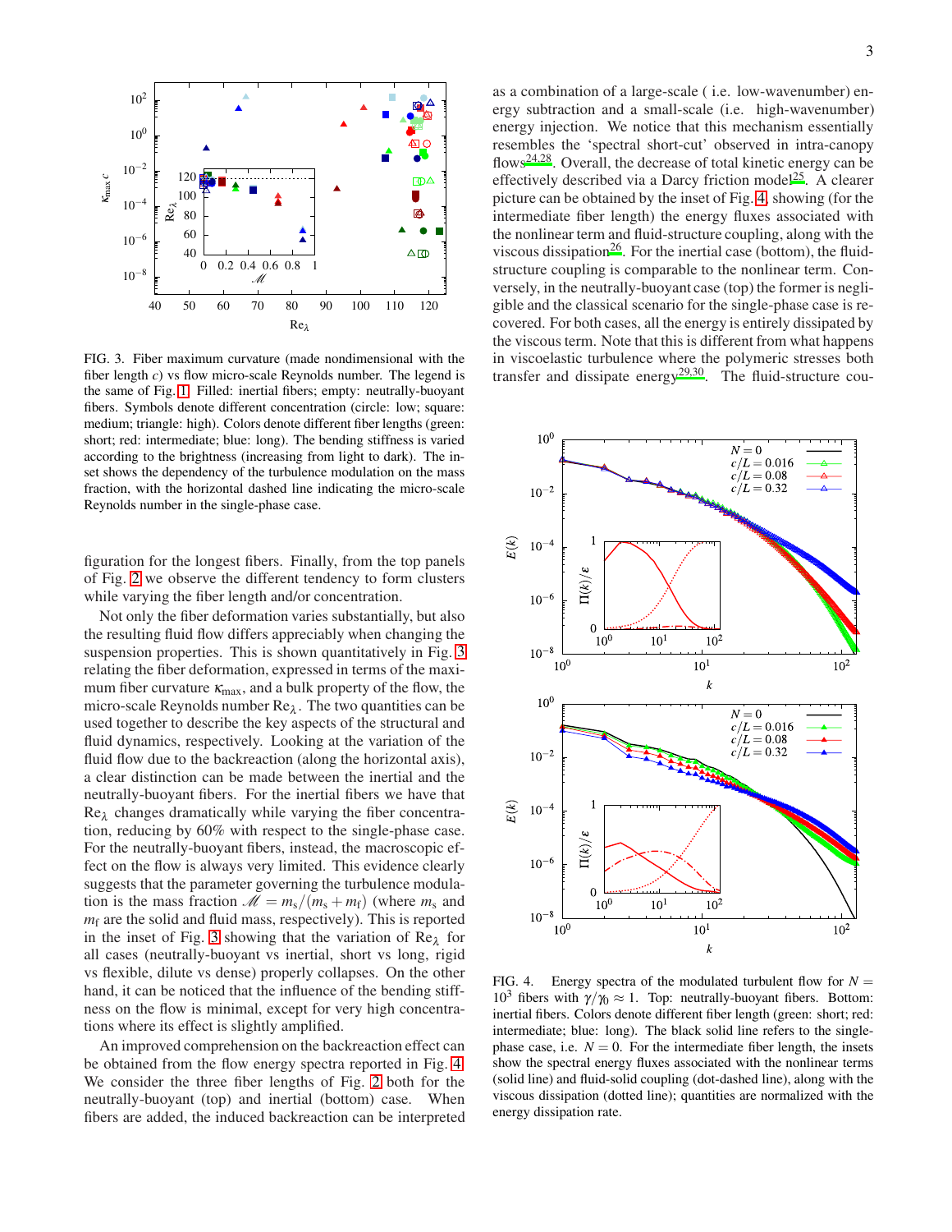FIG. 3. Fiber maximum curvature (made nondimensional with the fiber length $c$) vs flow micro-scale Reynolds number. The legend is the same of Fig. 1. Filled: inertial fibers; empty: neutrally-buoyant fibers. Symbols denote different concentration (circle: low; square: medium; triangle: high). Colors denote different fiber lengths (green: short; red: intermediate; blue: long). The bending stiffness is varied according to the brightness (increasing from light to dark). The inset shows the dependency of the turbulence modulation on the mass fraction, with the horizontal dashed line indicating the micro-scale Reynolds number in the single-phase case.

figuration for the longest fibers. Finally, from the top panels of Fig. 2 we observe the different tendency to form clusters while varying the fiber length and/or concentration.

Not only the fiber deformation varies substantially, but also the resulting fluid flow differs appreciably when changing the suspension properties. This is shown quantitatively in Fig. 3 relating the fiber deformation, expressed in terms of the maximum fiber curvature $\kappa_{\max}$, and a bulk property of the flow, the micro-scale Reynolds number $\mathrm{Re}_\lambda$. The two quantities can be used together to describe the key aspects of the structural and fluid dynamics, respectively. Looking at the variation of the fluid flow due to the backreaction (along the horizontal axis), a clear distinction can be made between the inertial and the neutrally-buoyant fibers. For the inertial fibers we have that $\mathrm{Re}_\lambda$ changes dramatically while varying the fiber concentration, reducing by 60% with respect to the single-phase case. For the neutrally-buoyant fibers, instead, the macroscopic effect on the flow is always very limited. This evidence clearly suggests that the parameter governing the turbulence modulation is the mass fraction $\mathscr{M} = m_s/(m_s + m_f)$ (where $m_s$ and $m_f$ are the solid and fluid mass, respectively). This is reported in the inset of Fig. 3 showing that the variation of $\mathrm{Re}_\lambda$ for all cases (neutrally-buoyant vs inertial, short vs long, rigid vs flexible, dilute vs dense) properly collapses. On the other hand, it can be noticed that the influence of the bending stiffness on the flow is minimal, except for very high concentrations where its effect is slightly amplified.

An improved comprehension on the backreaction effect can be obtained from the flow energy spectra reported in Fig. 4. We consider the three fiber lengths of Fig. 2 both for the neutrally-buoyant (top) and inertial (bottom) case. When fibers are added, the induced backreaction can be interpreted as a combination of a large-scale ( i.e. low-wavenumber) energy subtraction and a small-scale (i.e. high-wavenumber) energy injection. We notice that this mechanism essentially resembles the 'spectral short-cut' observed in intra-canopy flows[24,28]. Overall, the decrease of total kinetic energy can be effectively described via a Darcy friction model[25]. A clearer picture can be obtained by the inset of Fig. 4, showing (for the intermediate fiber length) the energy fluxes associated with the nonlinear term and fluid-structure coupling, along with the viscous dissipation[26]. For the inertial case (bottom), the fluid-structure coupling is comparable to the nonlinear term. Conversely, in the neutrally-buoyant case (top) the former is negligible and the classical scenario for the single-phase case is recovered. For both cases, all the energy is entirely dissipated by the viscous term. Note that this is different from what happens in viscoelastic turbulence where the polymeric stresses both transfer and dissipate energy[29,30]. The fluid-structure cou-

FIG. 4. Energy spectra of the modulated turbulent flow for $N = 10^3$ fibers with $\gamma/\gamma_0 \approx 1$. Top: neutrally-buoyant fibers. Bottom: inertial fibers. Colors denote different fiber length (green: short; red: intermediate; blue: long). The black solid line refers to the single-phase case, i.e. $N = 0$. For the intermediate fiber length, the insets show the spectral energy fluxes associated with the nonlinear terms (solid line) and fluid-solid coupling (dot-dashed line), along with the viscous dissipation (dotted line); quantities are normalized with the energy dissipation rate.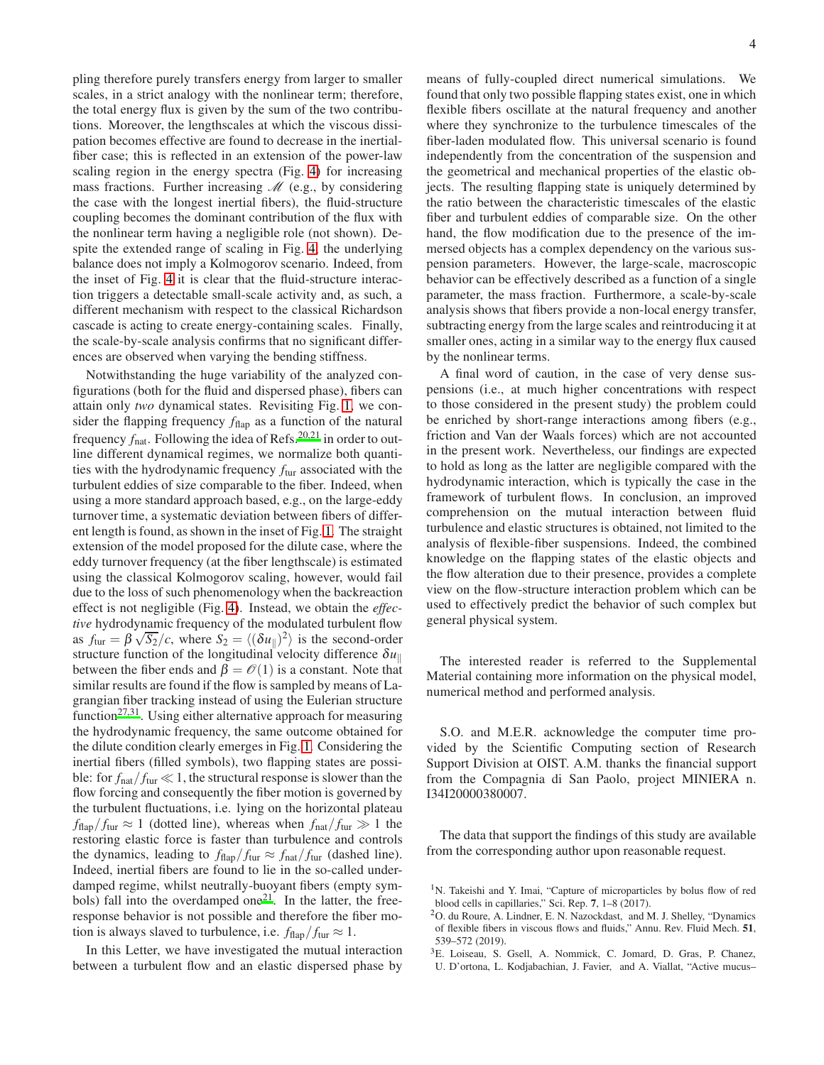pling therefore purely transfers energy from larger to smaller scales, in a strict analogy with the nonlinear term; therefore, the total energy flux is given by the sum of the two contributions. Moreover, the lengthscales at which the viscous dissipation becomes effective are found to decrease in the inertial-fiber case; this is reflected in an extension of the power-law scaling region in the energy spectra (Fig. 4) for increasing mass fractions. Further increasing $\mathscr{M}$ (e.g., by considering the case with the longest inertial fibers), the fluid-structure coupling becomes the dominant contribution of the flux with the nonlinear term having a negligible role (not shown). Despite the extended range of scaling in Fig. 4, the underlying balance does not imply a Kolmogorov scenario. Indeed, from the inset of Fig. 4 it is clear that the fluid-structure interaction triggers a detectable small-scale activity and, as such, a different mechanism with respect to the classical Richardson cascade is acting to create energy-containing scales. Finally, the scale-by-scale analysis confirms that no significant differences are observed when varying the bending stiffness.

Notwithstanding the huge variability of the analyzed configurations (both for the fluid and dispersed phase), fibers can attain only *two* dynamical states. Revisiting Fig. 1, we consider the flapping frequency $f_{\text{flap}}$ as a function of the natural frequency $f_{\text{nat}}$. Following the idea of Refs.[20,21] in order to outline different dynamical regimes, we normalize both quantities with the hydrodynamic frequency $f_{\text{tur}}$ associated with the turbulent eddies of size comparable to the fiber. Indeed, when using a more standard approach based, e.g., on the large-eddy turnover time, a systematic deviation between fibers of different length is found, as shown in the inset of Fig. 1. The straight extension of the model proposed for the dilute case, where the eddy turnover frequency (at the fiber lengthscale) is estimated using the classical Kolmogorov scaling, however, would fail due to the loss of such phenomenology when the backreaction effect is not negligible (Fig. 4). Instead, we obtain the *effective* hydrodynamic frequency of the modulated turbulent flow as $f_{\text{tur}} = \beta\sqrt{S_2}/c$, where $S_2 = \langle(\delta u_\parallel)^2\rangle$ is the second-order structure function of the longitudinal velocity difference $\delta u_\parallel$ between the fiber ends and $\beta = \mathscr{O}(1)$ is a constant. Note that similar results are found if the flow is sampled by means of Lagrangian fiber tracking instead of using the Eulerian structure function[27,31]. Using either alternative approach for measuring the hydrodynamic frequency, the same outcome obtained for the dilute condition clearly emerges in Fig. 1. Considering the inertial fibers (filled symbols), two flapping states are possible: for $f_{\text{nat}}/f_{\text{tur}} \ll 1$, the structural response is slower than the flow forcing and consequently the fiber motion is governed by the turbulent fluctuations, i.e. lying on the horizontal plateau $f_{\text{flap}}/f_{\text{tur}} \approx 1$ (dotted line), whereas when $f_{\text{nat}}/f_{\text{tur}} \gg 1$ the restoring elastic force is faster than turbulence and controls the dynamics, leading to $f_{\text{flap}}/f_{\text{tur}} \approx f_{\text{nat}}/f_{\text{tur}}$ (dashed line). Indeed, inertial fibers are found to lie in the so-called underdamped regime, whilst neutrally-buoyant fibers (empty symbols) fall into the overdamped one[21]. In the latter, the free-response behavior is not possible and therefore the fiber motion is always slaved to turbulence, i.e. $f_{\text{flap}}/f_{\text{tur}} \approx 1$.

In this Letter, we have investigated the mutual interaction between a turbulent flow and an elastic dispersed phase by means of fully-coupled direct numerical simulations. We found that only two possible flapping states exist, one in which flexible fibers oscillate at the natural frequency and another where they synchronize to the turbulence timescales of the fiber-laden modulated flow. This universal scenario is found independently from the concentration of the suspension and the geometrical and mechanical properties of the elastic objects. The resulting flapping state is uniquely determined by the ratio between the characteristic timescales of the elastic fiber and turbulent eddies of comparable size. On the other hand, the flow modification due to the presence of the immersed objects has a complex dependency on the various suspension parameters. However, the large-scale, macroscopic behavior can be effectively described as a function of a single parameter, the mass fraction. Furthermore, a scale-by-scale analysis shows that fibers provide a non-local energy transfer, subtracting energy from the large scales and reintroducing it at smaller ones, acting in a similar way to the energy flux caused by the nonlinear terms.

A final word of caution, in the case of very dense suspensions (i.e., at much higher concentrations with respect to those considered in the present study) the problem could be enriched by short-range interactions among fibers (e.g., friction and Van der Waals forces) which are not accounted in the present work. Nevertheless, our findings are expected to hold as long as the latter are negligible compared with the hydrodynamic interaction, which is typically the case in the framework of turbulent flows. In conclusion, an improved comprehension on the mutual interaction between fluid turbulence and elastic structures is obtained, not limited to the analysis of flexible-fiber suspensions. Indeed, the combined knowledge on the flapping states of the elastic objects and the flow alteration due to their presence, provides a complete view on the flow-structure interaction problem which can be used to effectively predict the behavior of such complex but general physical system.

The interested reader is referred to the Supplemental Material containing more information on the physical model, numerical method and performed analysis.

S.O. and M.E.R. acknowledge the computer time provided by the Scientific Computing section of Research Support Division at OIST. A.M. thanks the financial support from the Compagnia di San Paolo, project MINIERA n. I34I20000380007.

The data that support the findings of this study are available from the corresponding author upon reasonable request.

[1] N. Takeishi and Y. Imai, "Capture of microparticles by bolus flow of red blood cells in capillaries," Sci. Rep. **7**, 1–8 (2017).

[2] O. du Roure, A. Lindner, E. N. Nazockdast, and M. J. Shelley, "Dynamics of flexible fibers in viscous flows and fluids," Annu. Rev. Fluid Mech. **51**, 539–572 (2019).

[3] E. Loiseau, S. Gsell, A. Nommick, C. Jomard, D. Gras, P. Chanez, U. D'ortona, L. Kodjabachian, J. Favier, and A. Viallat, "Active mucus–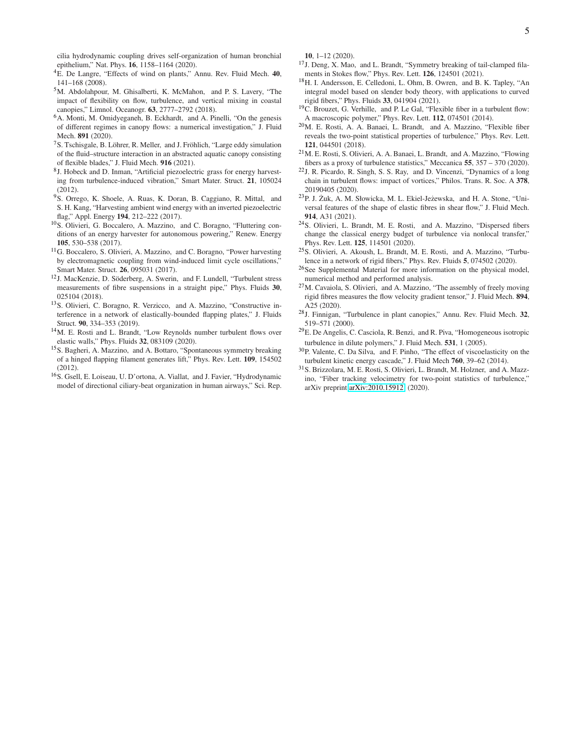cilia hydrodynamic coupling drives self-organization of human bronchial epithelium," Nat. Phys. **16**, 1158–1164 (2020).

[4] E. De Langre, "Effects of wind on plants," Annu. Rev. Fluid Mech. **40**, 141–168 (2008).

[5] M. Abdolahpour, M. Ghisalberti, K. McMahon, and P. S. Lavery, "The impact of flexibility on flow, turbulence, and vertical mixing in coastal canopies," Limnol. Oceanogr. **63**, 2777–2792 (2018).

[6] A. Monti, M. Omidyeganeh, B. Eckhardt, and A. Pinelli, "On the genesis of different regimes in canopy flows: a numerical investigation," J. Fluid Mech. **891** (2020).

[7] S. Tschisgale, B. Löhrer, R. Meller, and J. Fröhlich, "Large eddy simulation of the fluid–structure interaction in an abstracted aquatic canopy consisting of flexible blades," J. Fluid Mech. **916** (2021).

[8] J. Hobeck and D. Inman, "Artificial piezoelectric grass for energy harvesting from turbulence-induced vibration," Smart Mater. Struct. **21**, 105024 (2012).

[9] S. Orrego, K. Shoele, A. Ruas, K. Doran, B. Caggiano, R. Mittal, and S. H. Kang, "Harvesting ambient wind energy with an inverted piezoelectric flag," Appl. Energy **194**, 212–222 (2017).

[10] S. Olivieri, G. Boccalero, A. Mazzino, and C. Boragno, "Fluttering conditions of an energy harvester for autonomous powering," Renew. Energy **105**, 530–538 (2017).

[11] G. Boccalero, S. Olivieri, A. Mazzino, and C. Boragno, "Power harvesting by electromagnetic coupling from wind-induced limit cycle oscillations," Smart Mater. Struct. **26**, 095031 (2017).

[12] J. MacKenzie, D. Söderberg, A. Swerin, and F. Lundell, "Turbulent stress measurements of fibre suspensions in a straight pipe," Phys. Fluids **30**, 025104 (2018).

[13] S. Olivieri, C. Boragno, R. Verzicco, and A. Mazzino, "Constructive interference in a network of elastically-bounded flapping plates," J. Fluids Struct. **90**, 334–353 (2019).

[14] M. E. Rosti and L. Brandt, "Low Reynolds number turbulent flows over elastic walls," Phys. Fluids **32**, 083109 (2020).

[15] S. Bagheri, A. Mazzino, and A. Bottaro, "Spontaneous symmetry breaking of a hinged flapping filament generates lift," Phys. Rev. Lett. **109**, 154502 (2012).

[16] S. Gsell, E. Loiseau, U. D'ortona, A. Viallat, and J. Favier, "Hydrodynamic model of directional ciliary-beat organization in human airways," Sci. Rep. **10**, 1–12 (2020).

[17] J. Deng, X. Mao, and L. Brandt, "Symmetry breaking of tail-clamped filaments in Stokes flow," Phys. Rev. Lett. **126**, 124501 (2021).

[18] H. I. Andersson, E. Celledoni, L. Ohm, B. Owren, and B. K. Tapley, "An integral model based on slender body theory, with applications to curved rigid fibers," Phys. Fluids **33**, 041904 (2021).

[19] C. Brouzet, G. Verhille, and P. Le Gal, "Flexible fiber in a turbulent flow: A macroscopic polymer," Phys. Rev. Lett. **112**, 074501 (2014).

[20] M. E. Rosti, A. A. Banaei, L. Brandt, and A. Mazzino, "Flexible fiber reveals the two-point statistical properties of turbulence," Phys. Rev. Lett. **121**, 044501 (2018).

[21] M. E. Rosti, S. Olivieri, A. A. Banaei, L. Brandt, and A. Mazzino, "Flowing fibers as a proxy of turbulence statistics," Meccanica **55**, 357 – 370 (2020).

[22] J. R. Picardo, R. Singh, S. S. Ray, and D. Vincenzi, "Dynamics of a long chain in turbulent flows: impact of vortices," Philos. Trans. R. Soc. A **378**, 20190405 (2020).

[23] P. J. Żuk, A. M. Słowicka, M. L. Ekiel-Jeżewska, and H. A. Stone, "Universal features of the shape of elastic fibres in shear flow," J. Fluid Mech. **914**, A31 (2021).

[24] S. Olivieri, L. Brandt, M. E. Rosti, and A. Mazzino, "Dispersed fibers change the classical energy budget of turbulence via nonlocal transfer," Phys. Rev. Lett. **125**, 114501 (2020).

[25] S. Olivieri, A. Akoush, L. Brandt, M. E. Rosti, and A. Mazzino, "Turbulence in a network of rigid fibers," Phys. Rev. Fluids **5**, 074502 (2020).

[26] See Supplemental Material for more information on the physical model, numerical method and performed analysis.

[27] M. Cavaiola, S. Olivieri, and A. Mazzino, "The assembly of freely moving rigid fibres measures the flow velocity gradient tensor," J. Fluid Mech. **894**, A25 (2020).

[28] J. Finnigan, "Turbulence in plant canopies," Annu. Rev. Fluid Mech. **32**, 519–571 (2000).

[29] E. De Angelis, C. Casciola, R. Benzi, and R. Piva, "Homogeneous isotropic turbulence in dilute polymers," J. Fluid Mech. **531**, 1 (2005).

[30] P. Valente, C. Da Silva, and F. Pinho, "The effect of viscoelasticity on the turbulent kinetic energy cascade," J. Fluid Mech **760**, 39–62 (2014).

[31] S. Brizzolara, M. E. Rosti, S. Olivieri, L. Brandt, M. Holzner, and A. Mazzino, "Fiber tracking velocimetry for two-point statistics of turbulence," arXiv preprint arXiv:2010.15912 (2020).